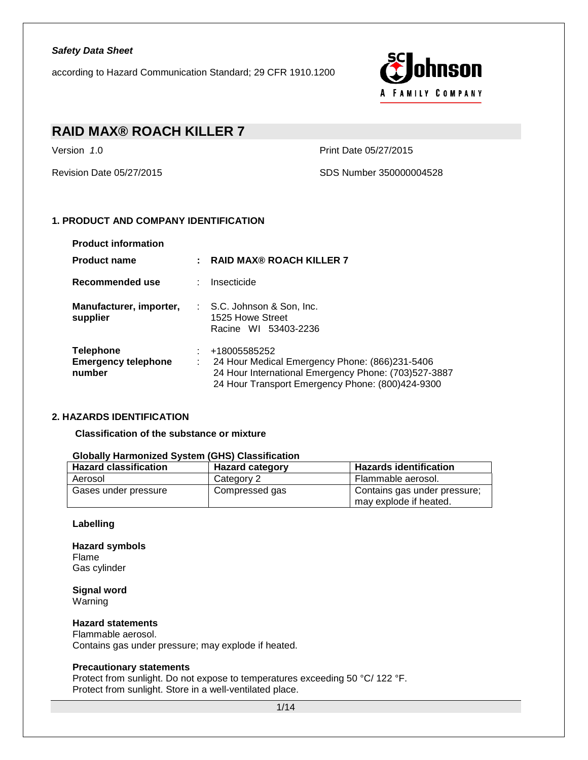*Safety Data Sheet*

according to Hazard Communication Standard; 29 CFR 1910.1200

# RAID MAX® ROACH KILLER 7

Version 1.0

Print Date 05/27/2015

Revision Date 05/27/2015

SDS Number 350000004528

## 1. PRODUCT AND COMPANY IDENTIFICATION

**Product information**

**Product name** : **RAID MAX® ROACH KILLER 7**

**Recommended use** : Insecticide

**Manufacturer, importer, supplier** : S.C. Johnson & Son, Inc.
1525 Howe Street
Racine WI 53403-2236

**Telephone** : +18005585252

**Emergency telephone number** : 24 Hour Medical Emergency Phone: (866)231-5406
24 Hour International Emergency Phone: (703)527-3887
24 Hour Transport Emergency Phone: (800)424-9300

## 2. HAZARDS IDENTIFICATION

**Classification of the substance or mixture**

**Globally Harmonized System (GHS) Classification**

| Hazard classification | Hazard category | Hazards identification |
|---|---|---|
| Aerosol | Category 2 | Flammable aerosol. |
| Gases under pressure | Compressed gas | Contains gas under pressure; may explode if heated. |

**Labelling**

**Hazard symbols**
Flame
Gas cylinder

**Signal word**
Warning

**Hazard statements**
Flammable aerosol.
Contains gas under pressure; may explode if heated.

**Precautionary statements**
Protect from sunlight. Do not expose to temperatures exceeding 50 °C/ 122 °F.
Protect from sunlight. Store in a well-ventilated place.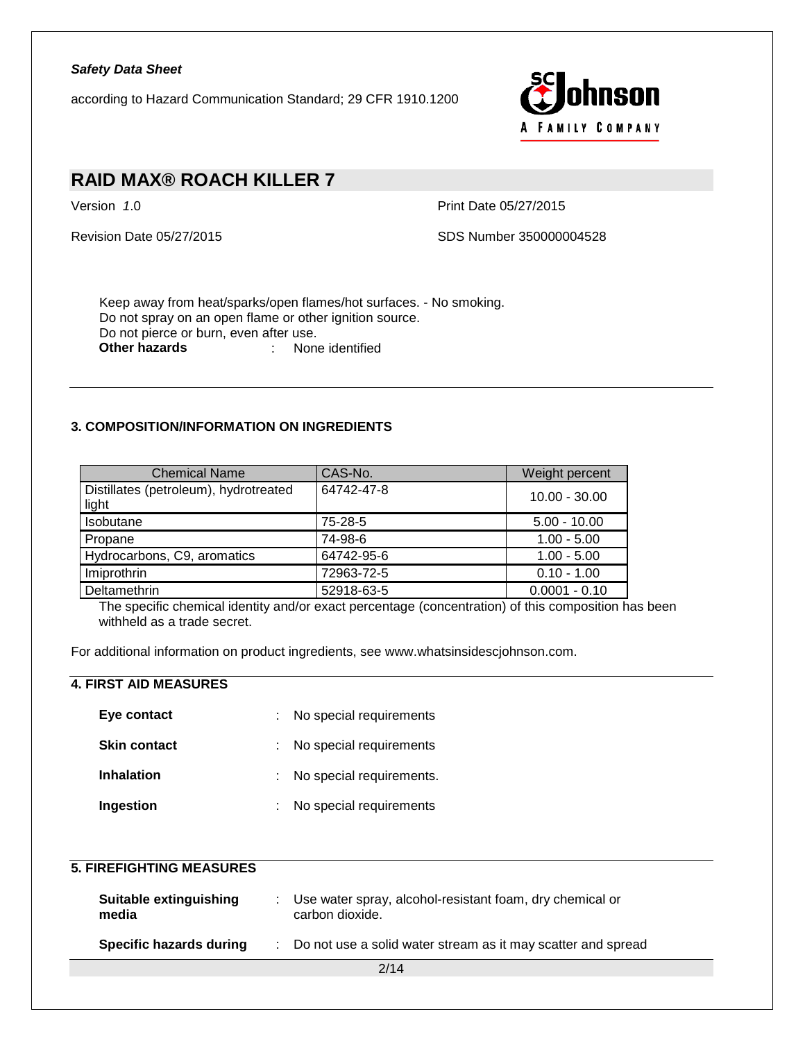Keep away from heat/sparks/open flames/hot surfaces. - No smoking.
Do not spray on an open flame or other ignition source.
Do not pierce or burn, even after use.

**Other hazards** : None identified

## 3. COMPOSITION/INFORMATION ON INGREDIENTS

| Chemical Name | CAS-No. | Weight percent |
|---|---|---|
| Distillates (petroleum), hydrotreated light | 64742-47-8 | 10.00 - 30.00 |
| Isobutane | 75-28-5 | 5.00 - 10.00 |
| Propane | 74-98-6 | 1.00 - 5.00 |
| Hydrocarbons, C9, aromatics | 64742-95-6 | 1.00 - 5.00 |
| Imiprothrin | 72963-72-5 | 0.10 - 1.00 |
| Deltamethrin | 52918-63-5 | 0.0001 - 0.10 |

The specific chemical identity and/or exact percentage (concentration) of this composition has been withheld as a trade secret.

For additional information on product ingredients, see www.whatsinsidescjohnson.com.

## 4. FIRST AID MEASURES

**Eye contact** : No special requirements

**Skin contact** : No special requirements

**Inhalation** : No special requirements.

**Ingestion** : No special requirements

## 5. FIREFIGHTING MEASURES

**Suitable extinguishing media** : Use water spray, alcohol-resistant foam, dry chemical or carbon dioxide.

**Specific hazards during** : Do not use a solid water stream as it may scatter and spread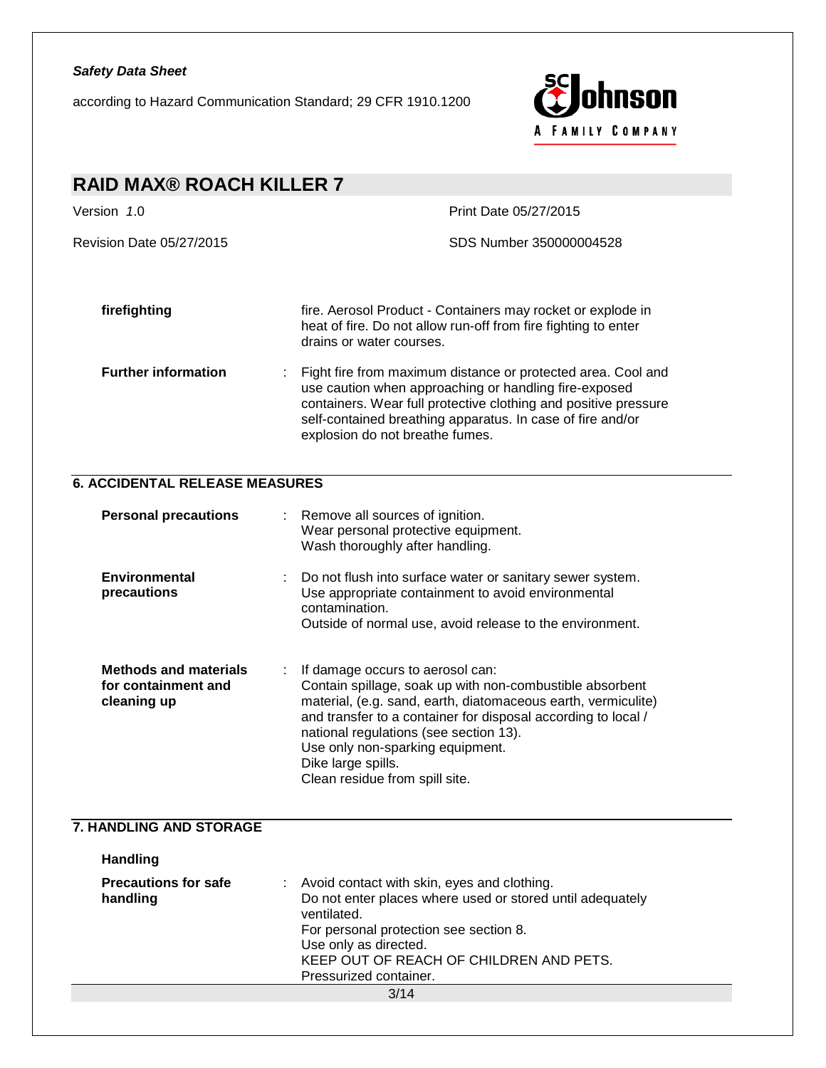| | | |
|---|---|---|
| **firefighting** | | fire. Aerosol Product - Containers may rocket or explode in heat of fire. Do not allow run-off from fire fighting to enter drains or water courses. |
| **Further information** | : | Fight fire from maximum distance or protected area. Cool and use caution when approaching or handling fire-exposed containers. Wear full protective clothing and positive pressure self-contained breathing apparatus. In case of fire and/or explosion do not breathe fumes. |

## 6. ACCIDENTAL RELEASE MEASURES

| | | |
|---|---|---|
| **Personal precautions** | : | Remove all sources of ignition.<br>Wear personal protective equipment.<br>Wash thoroughly after handling. |
| **Environmental precautions** | : | Do not flush into surface water or sanitary sewer system.<br>Use appropriate containment to avoid environmental contamination.<br>Outside of normal use, avoid release to the environment. |
| **Methods and materials for containment and cleaning up** | : | If damage occurs to aerosol can:<br>Contain spillage, soak up with non-combustible absorbent material, (e.g. sand, earth, diatomaceous earth, vermiculite) and transfer to a container for disposal according to local / national regulations (see section 13).<br>Use only non-sparking equipment.<br>Dike large spills.<br>Clean residue from spill site. |

## 7. HANDLING AND STORAGE

**Handling**

| | | |
|---|---|---|
| **Precautions for safe handling** | : | Avoid contact with skin, eyes and clothing.<br>Do not enter places where used or stored until adequately ventilated.<br>For personal protection see section 8.<br>Use only as directed.<br>KEEP OUT OF REACH OF CHILDREN AND PETS.<br>Pressurized container. |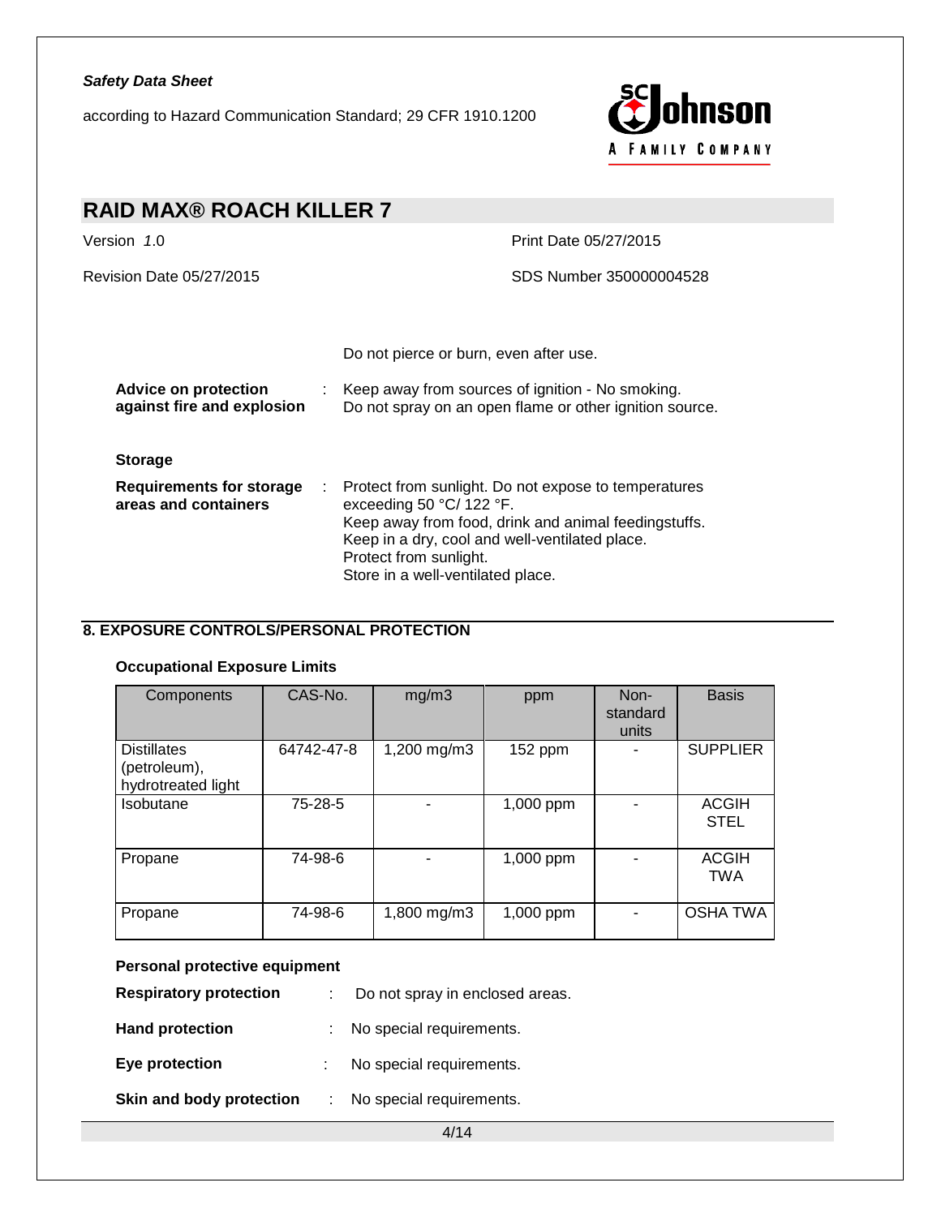Do not pierce or burn, even after use.

**Advice on protection against fire and explosion** : Keep away from sources of ignition - No smoking.
Do not spray on an open flame or other ignition source.

**Storage**

**Requirements for storage areas and containers** : Protect from sunlight. Do not expose to temperatures exceeding 50 °C/ 122 °F.
Keep away from food, drink and animal feedingstuffs.
Keep in a dry, cool and well-ventilated place.
Protect from sunlight.
Store in a well-ventilated place.

## 8. EXPOSURE CONTROLS/PERSONAL PROTECTION

### Occupational Exposure Limits

| Components | CAS-No. | mg/m3 | ppm | Non-standard units | Basis |
|---|---|---|---|---|---|
| Distillates (petroleum), hydrotreated light | 64742-47-8 | 1,200 mg/m3 | 152 ppm | - | SUPPLIER |
| Isobutane | 75-28-5 | - | 1,000 ppm | - | ACGIH STEL |
| Propane | 74-98-6 | - | 1,000 ppm | - | ACGIH TWA |
| Propane | 74-98-6 | 1,800 mg/m3 | 1,000 ppm | - | OSHA TWA |

### Personal protective equipment

**Respiratory protection** : Do not spray in enclosed areas.

**Hand protection** : No special requirements.

**Eye protection** : No special requirements.

**Skin and body protection** : No special requirements.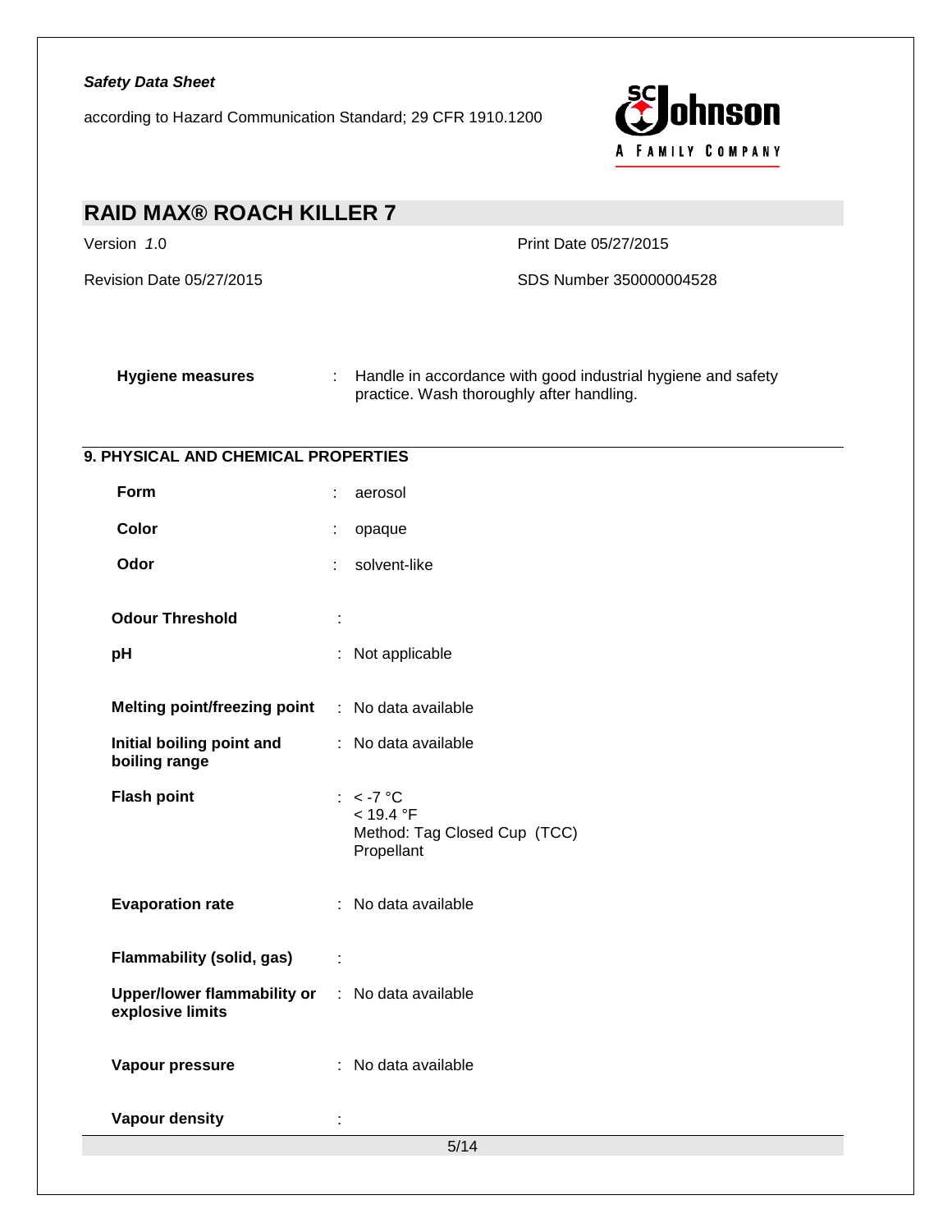| | | |
|---|---|---|
| **Hygiene measures** | : | Handle in accordance with good industrial hygiene and safety practice. Wash thoroughly after handling. |

## 9. PHYSICAL AND CHEMICAL PROPERTIES

| | | |
|---|---|---|
| **Form** | : | aerosol |
| **Color** | : | opaque |
| **Odor** | : | solvent-like |
| **Odour Threshold** | : | |
| **pH** | : | Not applicable |
| **Melting point/freezing point** | : | No data available |
| **Initial boiling point and boiling range** | : | No data available |
| **Flash point** | : | < -7 °C<br>< 19.4 °F<br>Method: Tag Closed Cup (TCC)<br>Propellant |
| **Evaporation rate** | : | No data available |
| **Flammability (solid, gas)** | : | |
| **Upper/lower flammability or explosive limits** | : | No data available |
| **Vapour pressure** | : | No data available |
| **Vapour density** | : | |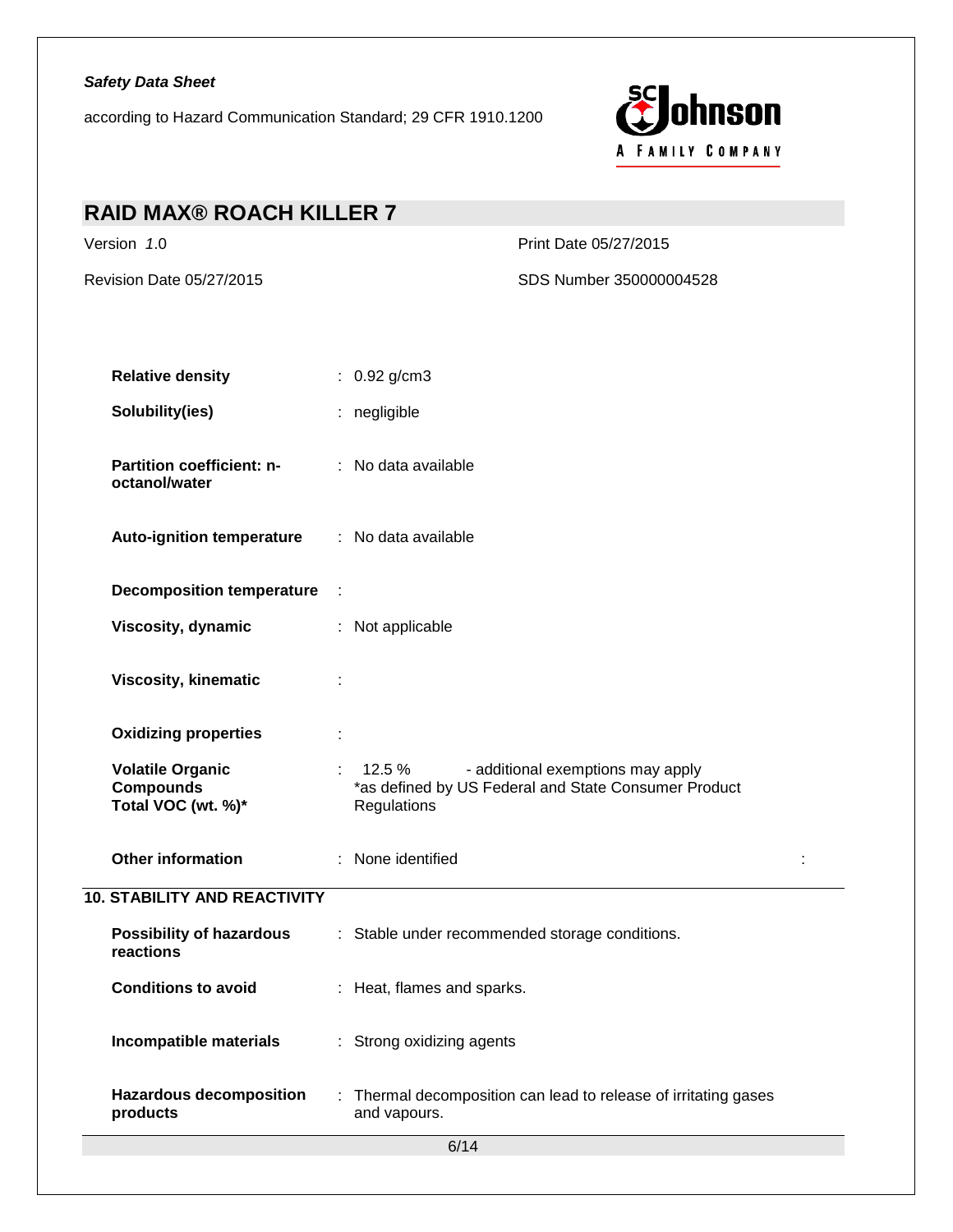| | |
|---|---|
| **Relative density** | : 0.92 g/cm3 |
| **Solubility(ies)** | : negligible |
| **Partition coefficient: n-octanol/water** | : No data available |
| **Auto-ignition temperature** | : No data available |
| **Decomposition temperature** | : |
| **Viscosity, dynamic** | : Not applicable |
| **Viscosity, kinematic** | : |
| **Oxidizing properties** | : |
| **Volatile Organic Compounds Total VOC (wt. %)*** | : 12.5 % - additional exemptions may apply *as defined by US Federal and State Consumer Product Regulations |
| **Other information** | : None identified : |

## 10. STABILITY AND REACTIVITY

| | |
|---|---|
| **Possibility of hazardous reactions** | : Stable under recommended storage conditions. |
| **Conditions to avoid** | : Heat, flames and sparks. |
| **Incompatible materials** | : Strong oxidizing agents |
| **Hazardous decomposition products** | : Thermal decomposition can lead to release of irritating gases and vapours. |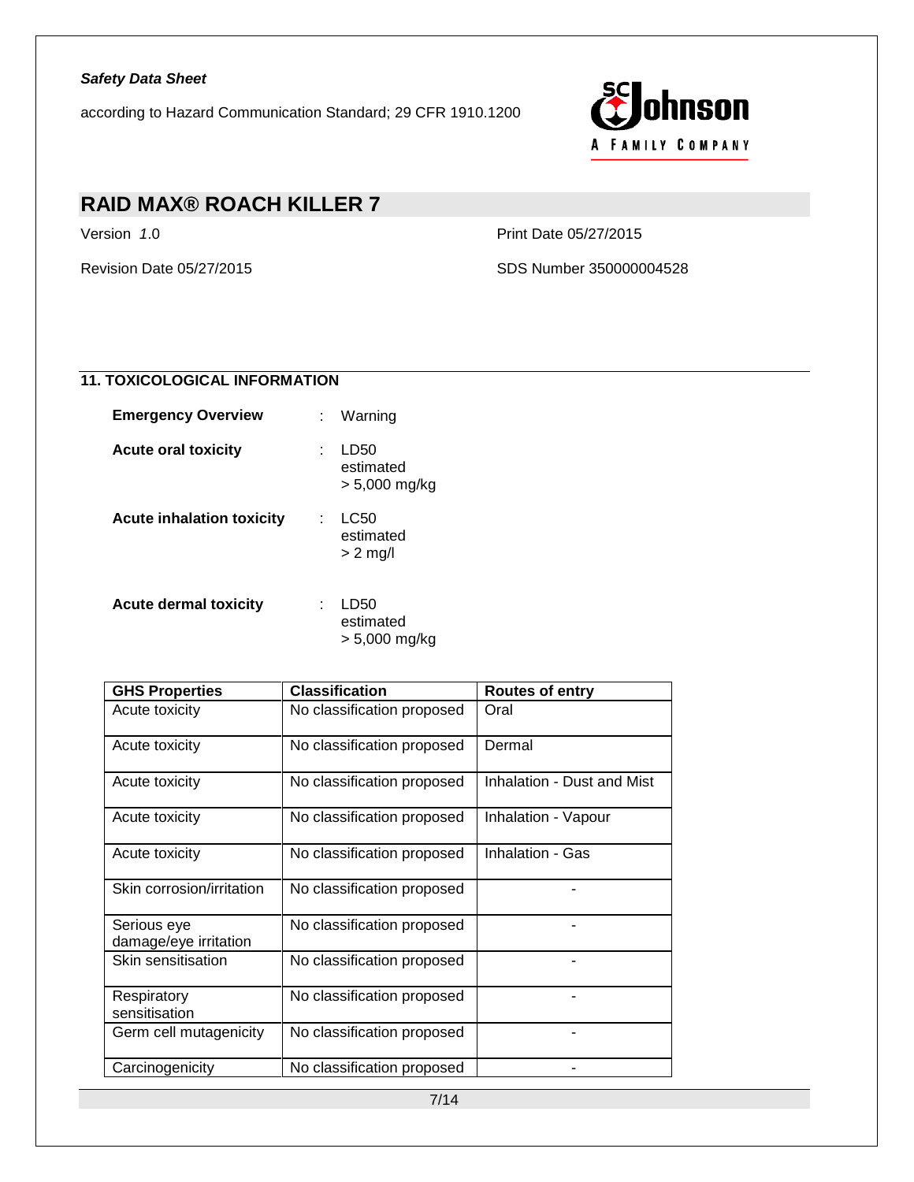## 11. TOXICOLOGICAL INFORMATION

**Emergency Overview** : Warning

**Acute oral toxicity** : LD50
estimated
> 5,000 mg/kg

**Acute inhalation toxicity** : LC50
estimated
> 2 mg/l

**Acute dermal toxicity** : LD50
estimated
> 5,000 mg/kg

| GHS Properties | Classification | Routes of entry |
| --- | --- | --- |
| Acute toxicity | No classification proposed | Oral |
| Acute toxicity | No classification proposed | Dermal |
| Acute toxicity | No classification proposed | Inhalation - Dust and Mist |
| Acute toxicity | No classification proposed | Inhalation - Vapour |
| Acute toxicity | No classification proposed | Inhalation - Gas |
| Skin corrosion/irritation | No classification proposed | - |
| Serious eye damage/eye irritation | No classification proposed | - |
| Skin sensitisation | No classification proposed | - |
| Respiratory sensitisation | No classification proposed | - |
| Germ cell mutagenicity | No classification proposed | - |
| Carcinogenicity | No classification proposed | - |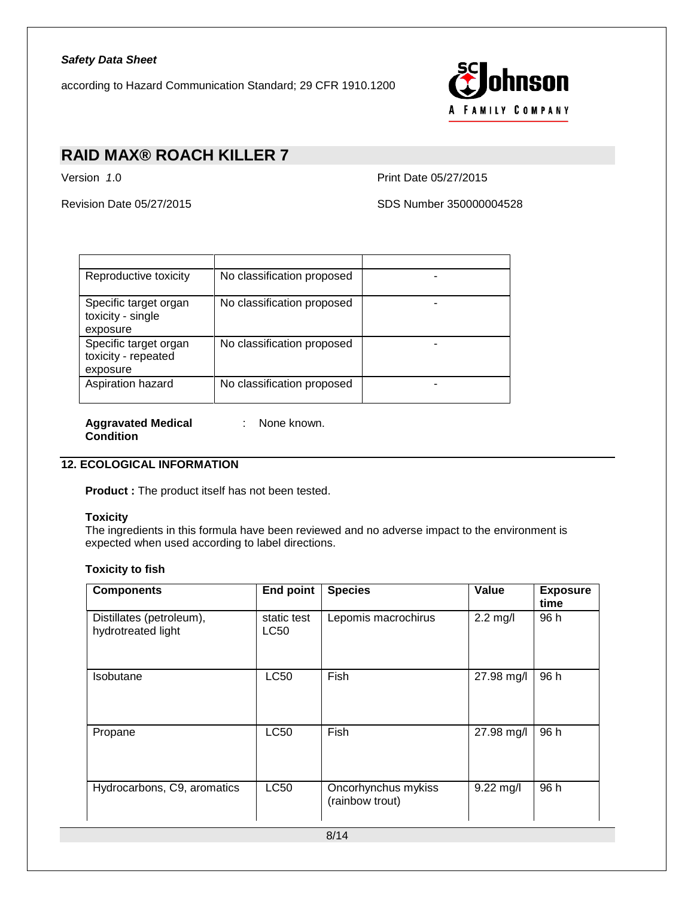| | | |
|---|---|---|
| Reproductive toxicity | No classification proposed | - |
| Specific target organ toxicity - single exposure | No classification proposed | - |
| Specific target organ toxicity - repeated exposure | No classification proposed | - |
| Aspiration hazard | No classification proposed | - |

**Aggravated Medical Condition** : None known.

## 12. ECOLOGICAL INFORMATION

**Product :** The product itself has not been tested.

**Toxicity**

The ingredients in this formula have been reviewed and no adverse impact to the environment is expected when used according to label directions.

**Toxicity to fish**

| Components | End point | Species | Value | Exposure time |
|---|---|---|---|---|
| Distillates (petroleum), hydrotreated light | static test LC50 | Lepomis macrochirus | 2.2 mg/l | 96 h |
| Isobutane | LC50 | Fish | 27.98 mg/l | 96 h |
| Propane | LC50 | Fish | 27.98 mg/l | 96 h |
| Hydrocarbons, C9, aromatics | LC50 | Oncorhynchus mykiss (rainbow trout) | 9.22 mg/l | 96 h |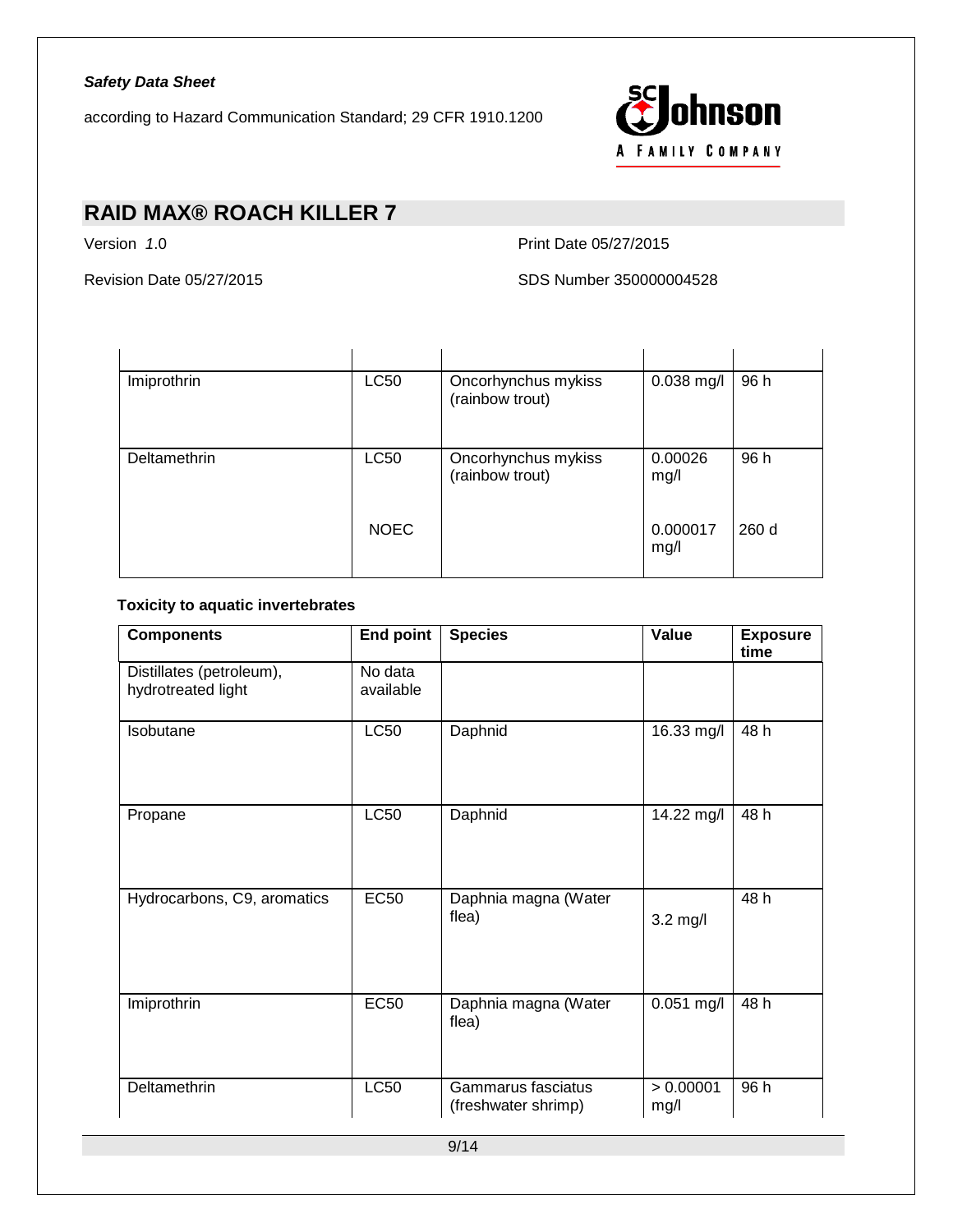| | | | | |
|---|---|---|---|---|
| Imiprothrin | LC50 | Oncorhynchus mykiss (rainbow trout) | 0.038 mg/l | 96 h |
| Deltamethrin | LC50 | Oncorhynchus mykiss (rainbow trout) | 0.00026 mg/l | 96 h |
| | NOEC | | 0.000017 mg/l | 260 d |

**Toxicity to aquatic invertebrates**

| Components | End point | Species | Value | Exposure time |
|---|---|---|---|---|
| Distillates (petroleum), hydrotreated light | No data available | | | |
| Isobutane | LC50 | Daphnid | 16.33 mg/l | 48 h |
| Propane | LC50 | Daphnid | 14.22 mg/l | 48 h |
| Hydrocarbons, C9, aromatics | EC50 | Daphnia magna (Water flea) | 3.2 mg/l | 48 h |
| Imiprothrin | EC50 | Daphnia magna (Water flea) | 0.051 mg/l | 48 h |
| Deltamethrin | LC50 | Gammarus fasciatus (freshwater shrimp) | > 0.00001 mg/l | 96 h |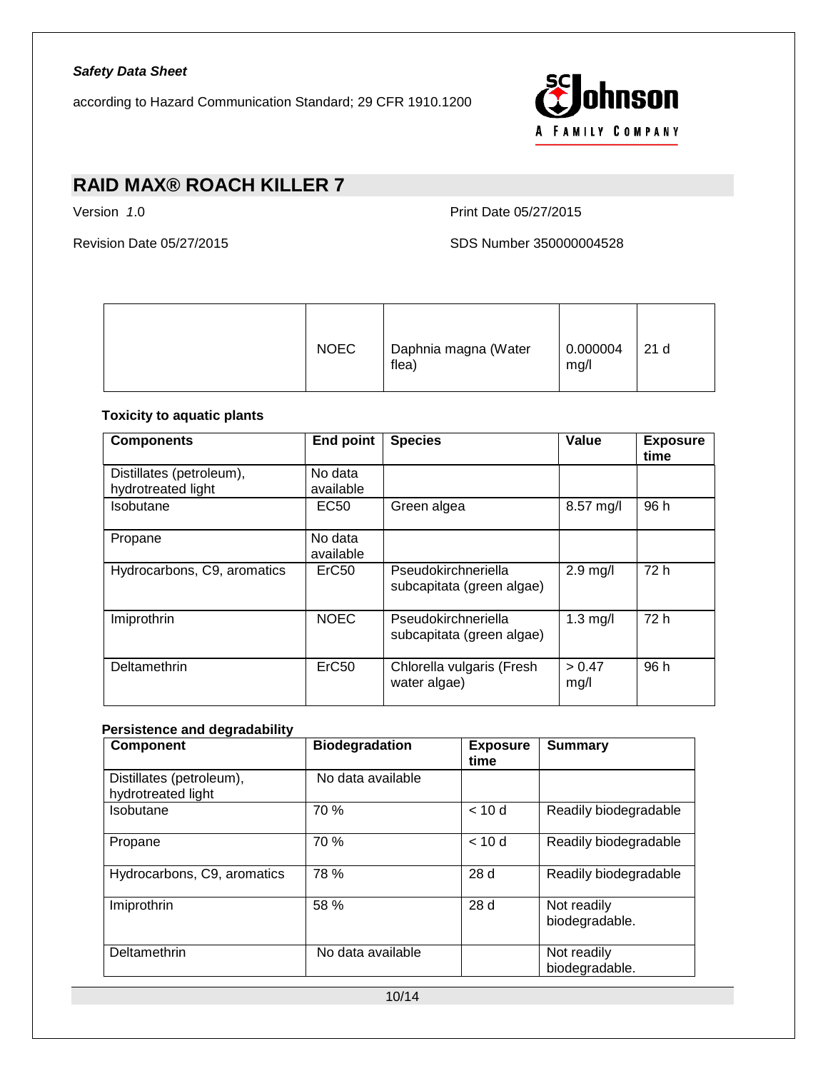| | NOEC | Daphnia magna (Water flea) | 0.000004 mg/l | 21 d |
|---|---|---|---|---|

**Toxicity to aquatic plants**

| Components | End point | Species | Value | Exposure time |
|---|---|---|---|---|
| Distillates (petroleum), hydrotreated light | No data available | | | |
| Isobutane | EC50 | Green algea | 8.57 mg/l | 96 h |
| Propane | No data available | | | |
| Hydrocarbons, C9, aromatics | ErC50 | Pseudokirchneriella subcapitata (green algae) | 2.9 mg/l | 72 h |
| Imiprothrin | NOEC | Pseudokirchneriella subcapitata (green algae) | 1.3 mg/l | 72 h |
| Deltamethrin | ErC50 | Chlorella vulgaris (Fresh water algae) | > 0.47 mg/l | 96 h |

**Persistence and degradability**

| Component | Biodegradation | Exposure time | Summary |
|---|---|---|---|
| Distillates (petroleum), hydrotreated light | No data available | | |
| Isobutane | 70 % | < 10 d | Readily biodegradable |
| Propane | 70 % | < 10 d | Readily biodegradable |
| Hydrocarbons, C9, aromatics | 78 % | 28 d | Readily biodegradable |
| Imiprothrin | 58 % | 28 d | Not readily biodegradable. |
| Deltamethrin | No data available | | Not readily biodegradable. |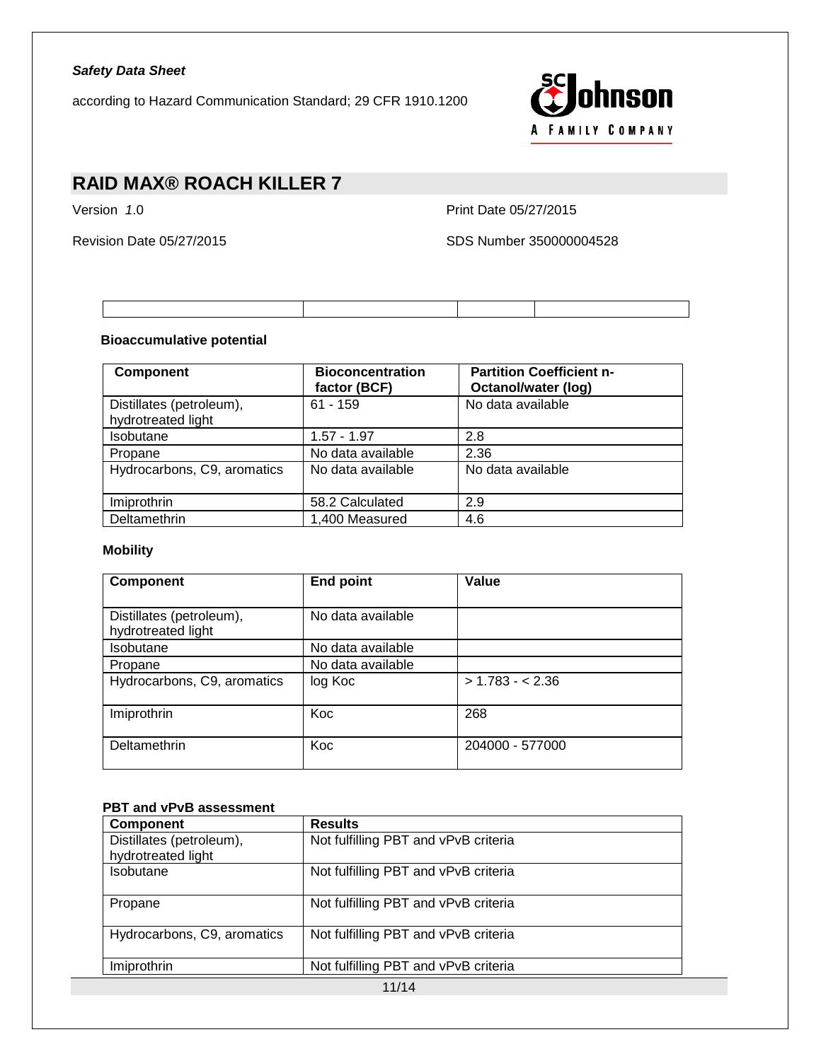| | | | |
|---|---|---|---|
| | | | |

**Bioaccumulative potential**

| Component | Bioconcentration factor (BCF) | Partition Coefficient n-Octanol/water (log) |
|---|---|---|
| Distillates (petroleum), hydrotreated light | 61 - 159 | No data available |
| Isobutane | 1.57 - 1.97 | 2.8 |
| Propane | No data available | 2.36 |
| Hydrocarbons, C9, aromatics | No data available | No data available |
| Imiprothrin | 58.2 Calculated | 2.9 |
| Deltamethrin | 1,400 Measured | 4.6 |

**Mobility**

| Component | End point | Value |
|---|---|---|
| Distillates (petroleum), hydrotreated light | No data available | |
| Isobutane | No data available | |
| Propane | No data available | |
| Hydrocarbons, C9, aromatics | log Koc | > 1.783 - < 2.36 |
| Imiprothrin | Koc | 268 |
| Deltamethrin | Koc | 204000 - 577000 |

**PBT and vPvB assessment**

| Component | Results |
|---|---|
| Distillates (petroleum), hydrotreated light | Not fulfilling PBT and vPvB criteria |
| Isobutane | Not fulfilling PBT and vPvB criteria |
| Propane | Not fulfilling PBT and vPvB criteria |
| Hydrocarbons, C9, aromatics | Not fulfilling PBT and vPvB criteria |
| Imiprothrin | Not fulfilling PBT and vPvB criteria |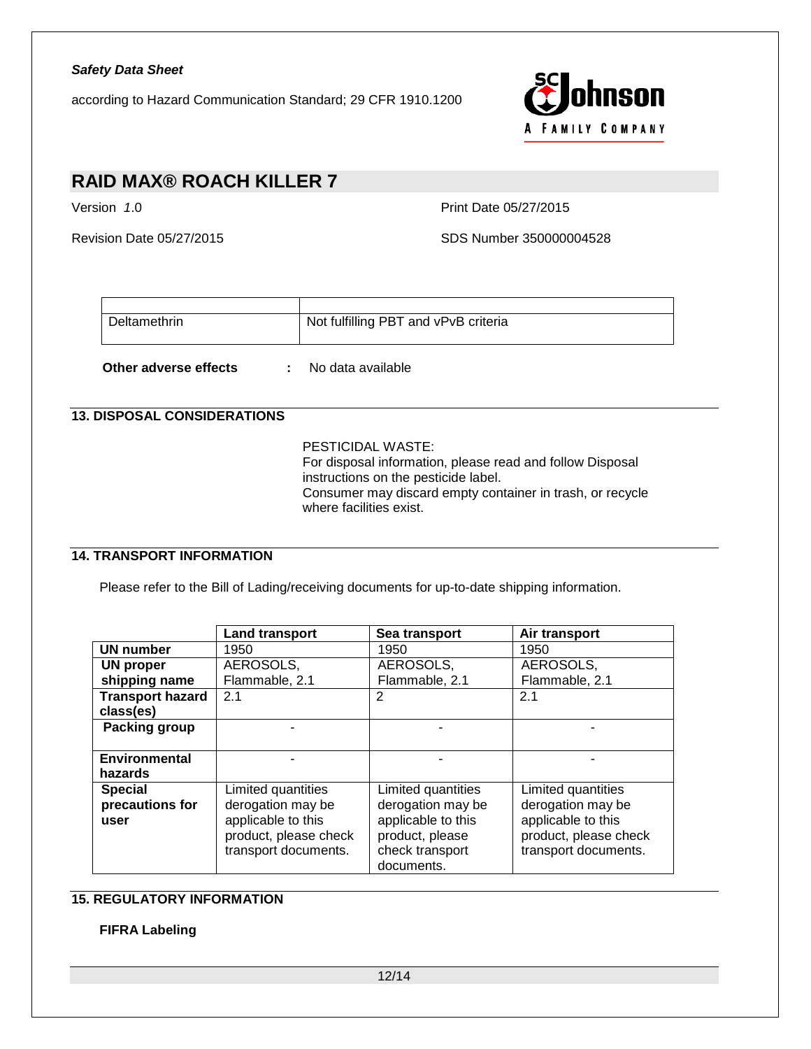| | |
|---|---|
| Deltamethrin | Not fulfilling PBT and vPvB criteria |

**Other adverse effects** : No data available

## 13. DISPOSAL CONSIDERATIONS

PESTICIDAL WASTE:
For disposal information, please read and follow Disposal instructions on the pesticide label.
Consumer may discard empty container in trash, or recycle where facilities exist.

## 14. TRANSPORT INFORMATION

Please refer to the Bill of Lading/receiving documents for up-to-date shipping information.

| | Land transport | Sea transport | Air transport |
|---|---|---|---|
| **UN number** | 1950 | 1950 | 1950 |
| **UN proper shipping name** | AEROSOLS, Flammable, 2.1 | AEROSOLS, Flammable, 2.1 | AEROSOLS, Flammable, 2.1 |
| **Transport hazard class(es)** | 2.1 | 2 | 2.1 |
| **Packing group** | - | - | - |
| **Environmental hazards** | - | - | - |
| **Special precautions for user** | Limited quantities derogation may be applicable to this product, please check transport documents. | Limited quantities derogation may be applicable to this product, please check transport documents. | Limited quantities derogation may be applicable to this product, please check transport documents. |

## 15. REGULATORY INFORMATION

**FIFRA Labeling**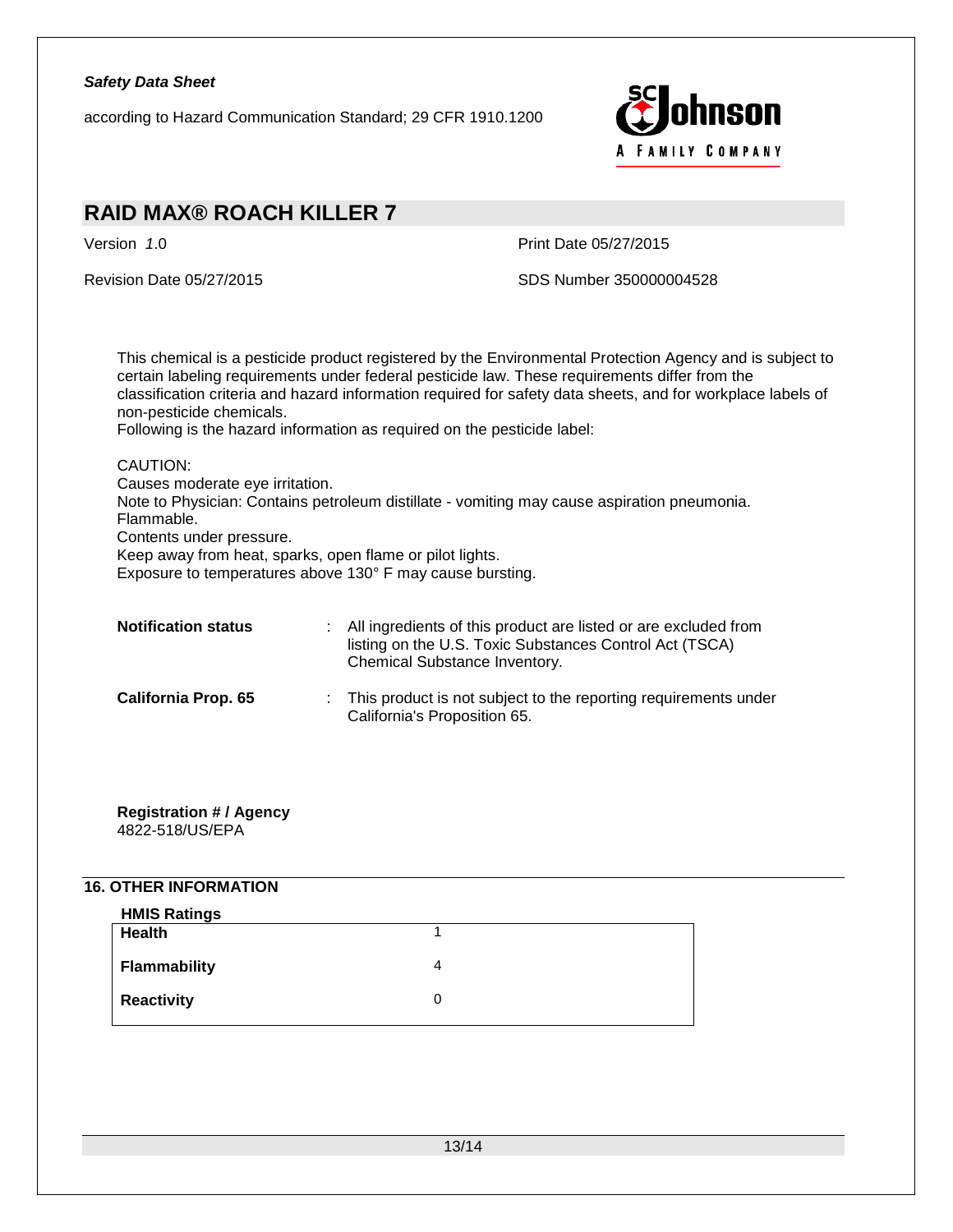This chemical is a pesticide product registered by the Environmental Protection Agency and is subject to certain labeling requirements under federal pesticide law. These requirements differ from the classification criteria and hazard information required for safety data sheets, and for workplace labels of non-pesticide chemicals.
Following is the hazard information as required on the pesticide label:

CAUTION:
Causes moderate eye irritation.
Note to Physician: Contains petroleum distillate - vomiting may cause aspiration pneumonia.
Flammable.
Contents under pressure.
Keep away from heat, sparks, open flame or pilot lights.
Exposure to temperatures above 130° F may cause bursting.

**Notification status** : All ingredients of this product are listed or are excluded from listing on the U.S. Toxic Substances Control Act (TSCA) Chemical Substance Inventory.

**California Prop. 65** : This product is not subject to the reporting requirements under California's Proposition 65.

**Registration # / Agency**
4822-518/US/EPA

## 16. OTHER INFORMATION

**HMIS Ratings**

| | |
|---|---|
| **Health** | 1 |
| **Flammability** | 4 |
| **Reactivity** | 0 |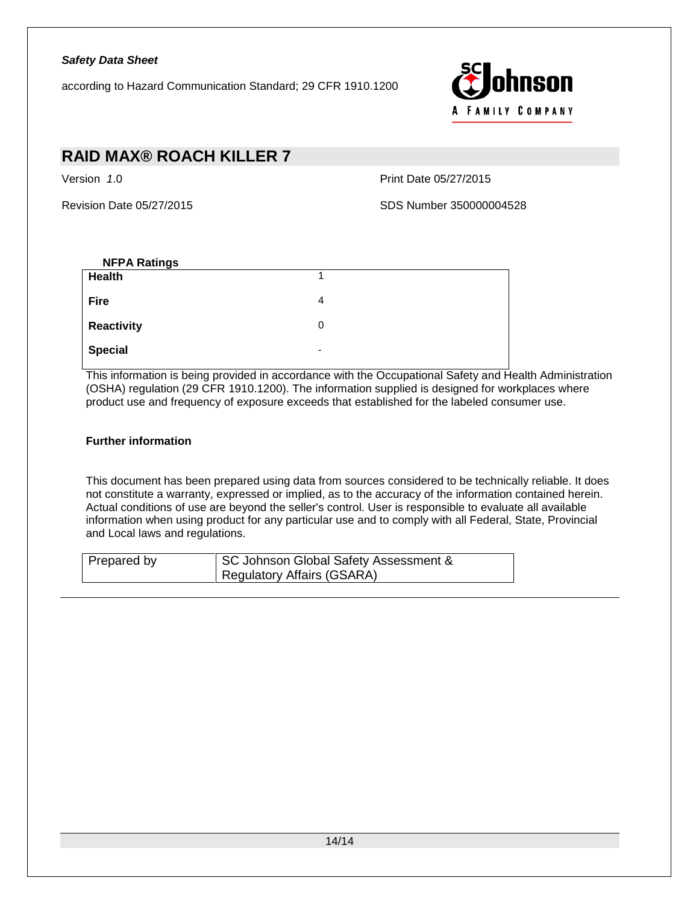## NFPA Ratings

| | |
|---|---|
| **Health** | 1 |
| **Fire** | 4 |
| **Reactivity** | 0 |
| **Special** | - |

This information is being provided in accordance with the Occupational Safety and Health Administration (OSHA) regulation (29 CFR 1910.1200). The information supplied is designed for workplaces where product use and frequency of exposure exceeds that established for the labeled consumer use.

### Further information

This document has been prepared using data from sources considered to be technically reliable. It does not constitute a warranty, expressed or implied, as to the accuracy of the information contained herein. Actual conditions of use are beyond the seller's control. User is responsible to evaluate all available information when using product for any particular use and to comply with all Federal, State, Provincial and Local laws and regulations.

| | |
|---|---|
| Prepared by | SC Johnson Global Safety Assessment & Regulatory Affairs (GSARA) |